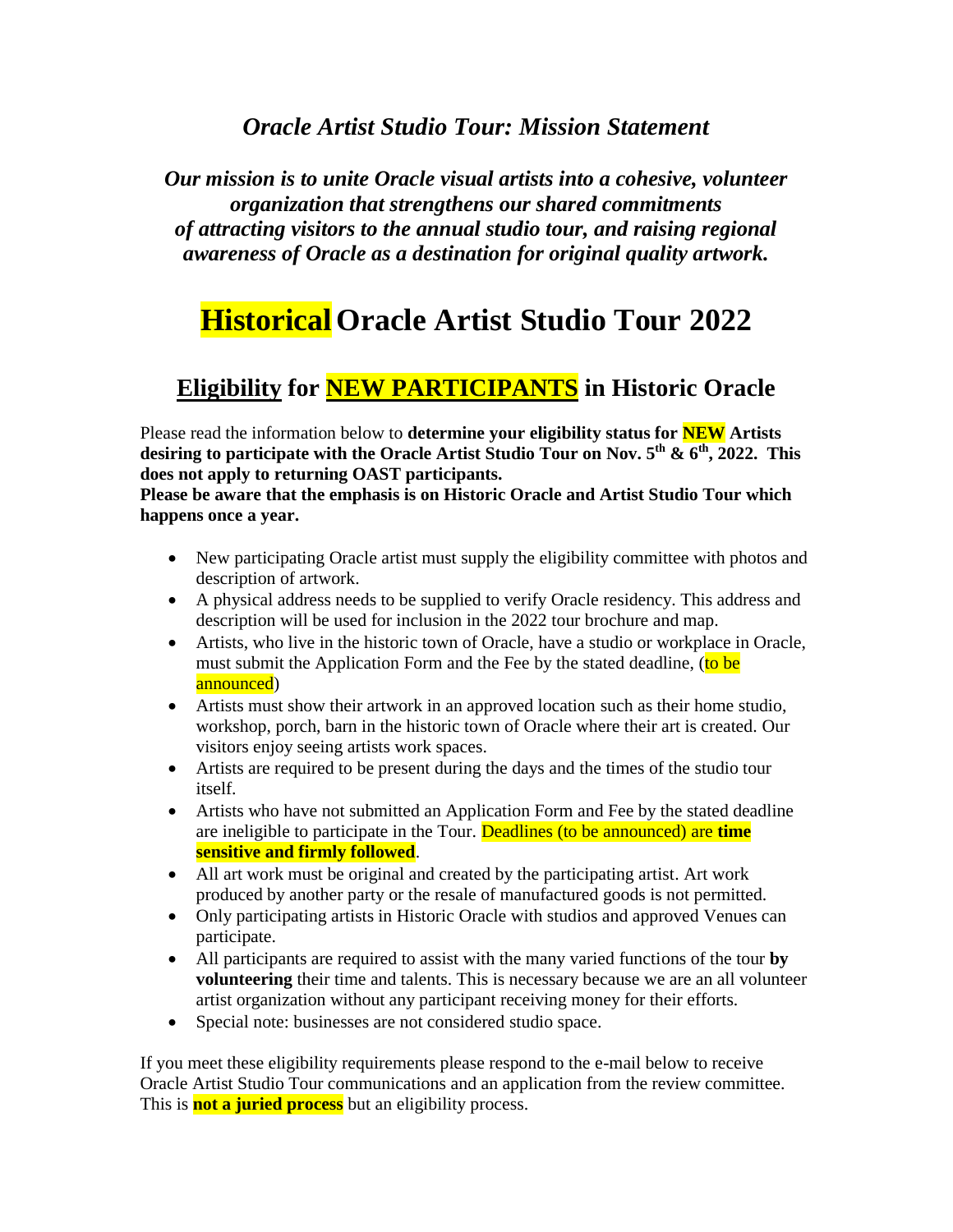## *Oracle Artist Studio Tour: Mission Statement*

***Our mission is to unite Oracle visual artists into a cohesive, volunteer organization that strengthens our shared commitments of attracting visitors to the annual studio tour, and raising regional awareness of Oracle as a destination for original quality artwork.***

# Historical Oracle Artist Studio Tour 2022

## Eligibility for NEW PARTICIPANTS in Historic Oracle

Please read the information below to **determine your eligibility status for NEW Artists desiring to participate with the Oracle Artist Studio Tour on Nov. 5th & 6th, 2022. This does not apply to returning OAST participants.**

**Please be aware that the emphasis is on Historic Oracle and Artist Studio Tour which happens once a year.**

- New participating Oracle artist must supply the eligibility committee with photos and description of artwork.
- A physical address needs to be supplied to verify Oracle residency. This address and description will be used for inclusion in the 2022 tour brochure and map.
- Artists, who live in the historic town of Oracle, have a studio or workplace in Oracle, must submit the Application Form and the Fee by the stated deadline, (to be announced)
- Artists must show their artwork in an approved location such as their home studio, workshop, porch, barn in the historic town of Oracle where their art is created. Our visitors enjoy seeing artists work spaces.
- Artists are required to be present during the days and the times of the studio tour itself.
- Artists who have not submitted an Application Form and Fee by the stated deadline are ineligible to participate in the Tour. Deadlines (to be announced) are **time sensitive and firmly followed**.
- All art work must be original and created by the participating artist. Art work produced by another party or the resale of manufactured goods is not permitted.
- Only participating artists in Historic Oracle with studios and approved Venues can participate.
- All participants are required to assist with the many varied functions of the tour **by volunteering** their time and talents. This is necessary because we are an all volunteer artist organization without any participant receiving money for their efforts.
- Special note: businesses are not considered studio space.

If you meet these eligibility requirements please respond to the e-mail below to receive Oracle Artist Studio Tour communications and an application from the review committee. This is **not a juried process** but an eligibility process.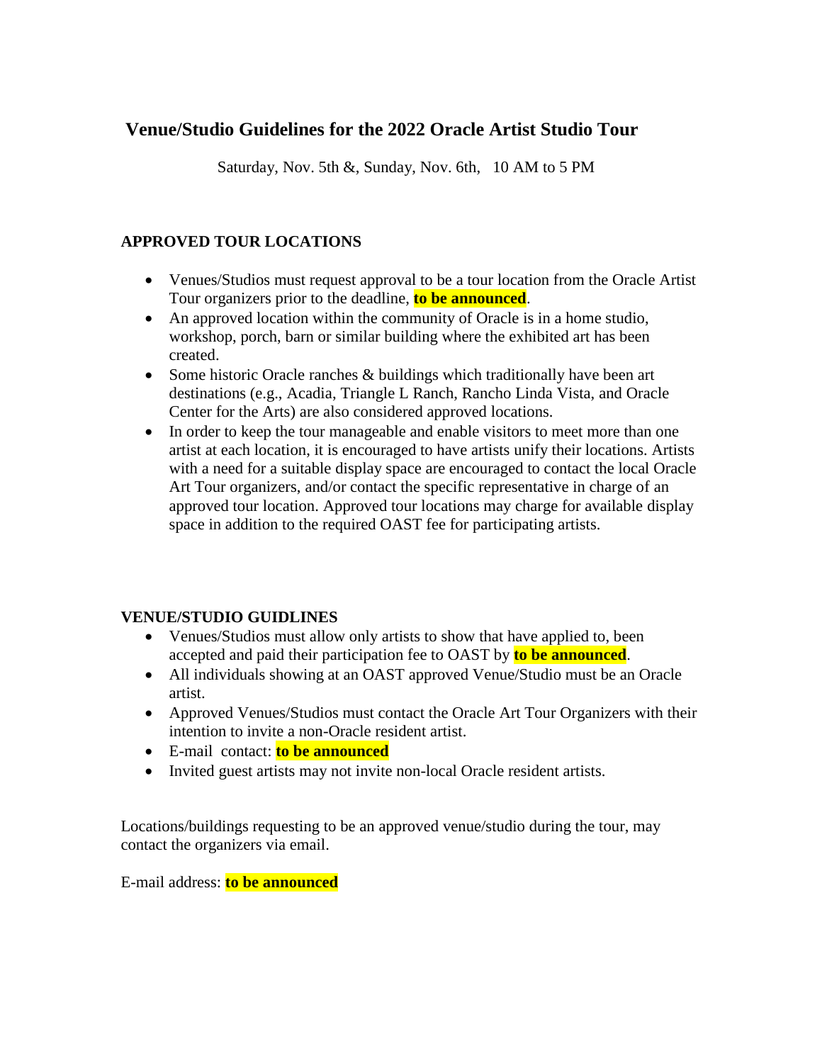# Venue/Studio Guidelines for the 2022 Oracle Artist Studio Tour

Saturday, Nov. 5th &, Sunday, Nov. 6th, 10 AM to 5 PM

## APPROVED TOUR LOCATIONS

- Venues/Studios must request approval to be a tour location from the Oracle Artist Tour organizers prior to the deadline, **to be announced**.
- An approved location within the community of Oracle is in a home studio, workshop, porch, barn or similar building where the exhibited art has been created.
- Some historic Oracle ranches & buildings which traditionally have been art destinations (e.g., Acadia, Triangle L Ranch, Rancho Linda Vista, and Oracle Center for the Arts) are also considered approved locations.
- In order to keep the tour manageable and enable visitors to meet more than one artist at each location, it is encouraged to have artists unify their locations. Artists with a need for a suitable display space are encouraged to contact the local Oracle Art Tour organizers, and/or contact the specific representative in charge of an approved tour location. Approved tour locations may charge for available display space in addition to the required OAST fee for participating artists.

## VENUE/STUDIO GUIDLINES

- Venues/Studios must allow only artists to show that have applied to, been accepted and paid their participation fee to OAST by **to be announced**.
- All individuals showing at an OAST approved Venue/Studio must be an Oracle artist.
- Approved Venues/Studios must contact the Oracle Art Tour Organizers with their intention to invite a non-Oracle resident artist.
- E-mail contact: **to be announced**
- Invited guest artists may not invite non-local Oracle resident artists.

Locations/buildings requesting to be an approved venue/studio during the tour, may contact the organizers via email.

E-mail address: **to be announced**